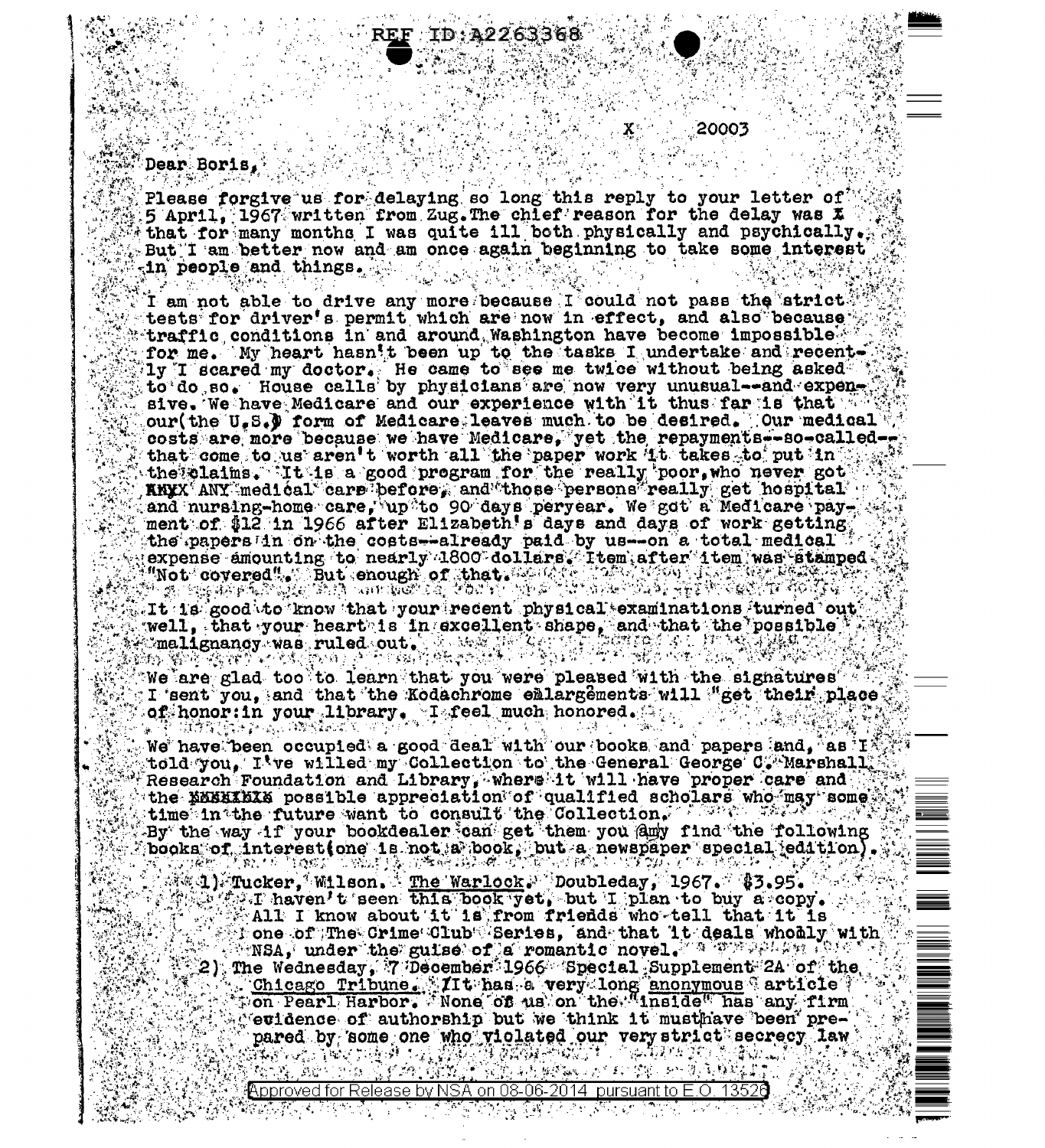REF ID:A2263368

X 20003

Dear Boris,

Please forgive us for delaying so long this reply to your letter of 5 April, 1967 written from Zug. The chief reason for the delay was ~~x~~ that for many months I was quite ill both physically and psychically. But I am better now and am once again beginning to take some interest in people and things.

I am not able to drive any more because I could not pass the strict tests for driver's permit which are now in effect, and also because traffic conditions in and around Washington have become impossible for me. My heart hasn't been up to the tasks I undertake and recently I scared my doctor. He came to see me twice without being asked to do so. House calls by physicians are now very unusual--and expensive. We have Medicare and our experience with it thus far is that our(the U.S.) form of Medicare leaves much to be desired. Our medical costs are more because we have Medicare, yet the repayments--so-called--that come to us aren't worth all the paper work it takes to put in the claims. It is a good program for the really poor, who never got ~~ANYX~~ ANY medical care before, and those persons really get hospital and nursing-home care, up to 90 days peryear. We got a Medicare payment of $12 in 1966 after Elizabeth's days and days of work getting the papers in on the costs--already paid by us--on a total medical expense amounting to nearly 1800 dollars. Item after item was stamped "Not covered". But enough of that.

It is good to know that your recent physical examinations turned out well, that your heart is in excellent shape, and that the possible malignancy was ruled out.

We are glad too to learn that you were pleased with the signatures I sent you, and that the Kodachrome enlargements will "get their place of honor in your library. I feel much honored.

We have been occupied a good deal with our books and papers and, as I told you, I've willed my Collection to the General George C. Marshall Research Foundation and Library, where it will have proper care and the ~~XXXXXXX~~ possible appreciation of qualified scholars who may some time in the future want to consult the Collection.

By the way if your bookdealer can get them you may find the following books of interest(one is not a book, but a newspaper special edition).

1) Tucker, Wilson. The Warlock. Doubleday, 1967. $3.95.
   I haven't seen this book yet, but I plan to buy a copy. All I know about it is from friends who tell that it is one of The Crime Club Series, and that it deals wholly with NSA, under the guise of a romantic novel.

2) The Wednesday, 7 December 1966 Special Supplement 2A of the Chicago Tribune. /It has a very long anonymous article on Pearl Harbor. None of us on the "inside" has any firm evidence of authorship but we think it musthave been prepared by some one who violated our verystrict secrecy law

Approved for Release by NSA on 08-06-2014 pursuant to E.O. 13526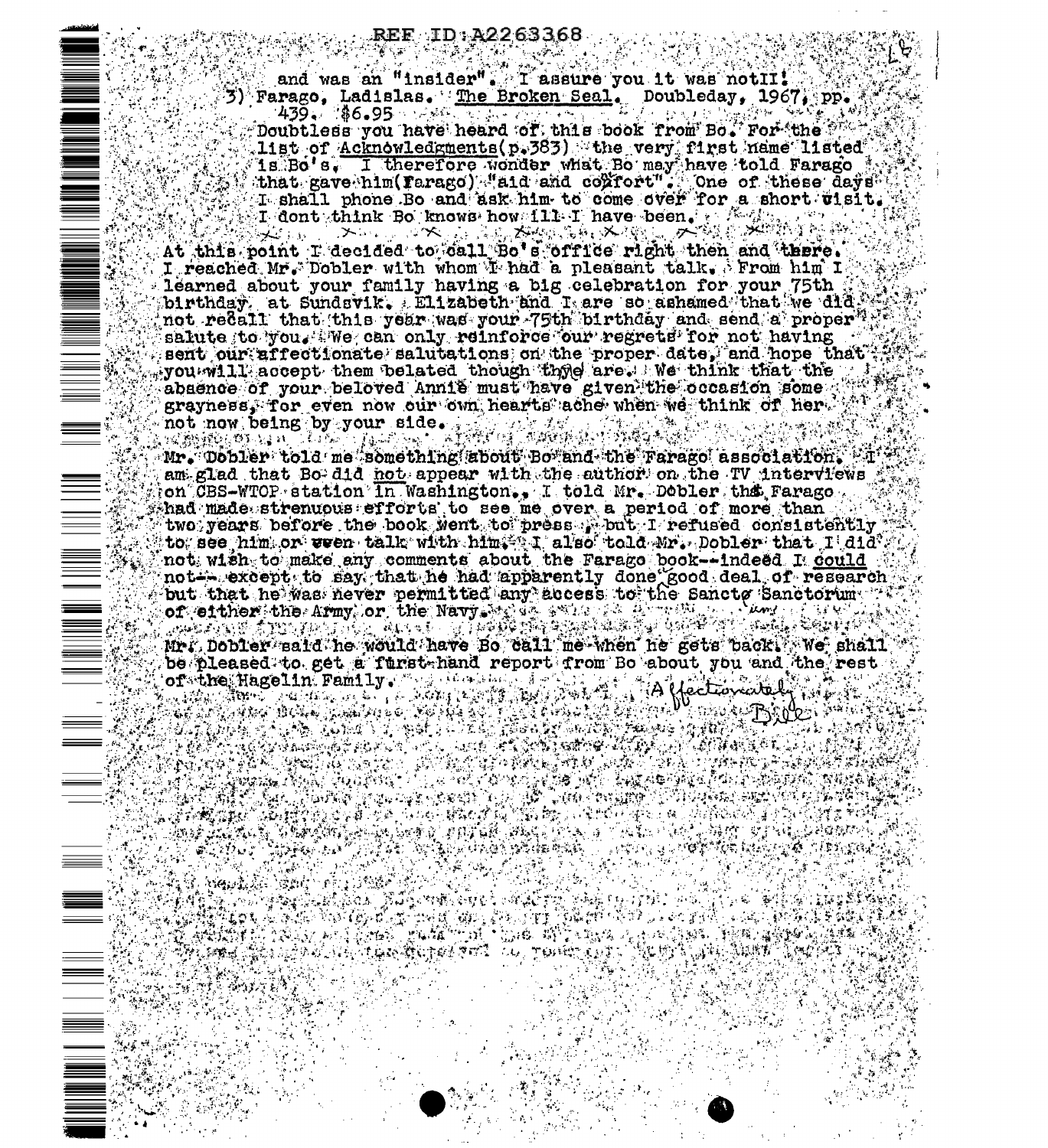and was an "insider". I assure you it was notII!

3) Farago, Ladislas. The Broken Seal. Doubleday, 1967, pp. 439. $6.95

Doubtless you have heard of this book from Bo. For the list of Acknowledgments(p.383) the very first name listed is Bo's. I therefore wonder what Bo may have told Farago that gave him(Farago) "aid and comfort". One of these days I shall phone Bo and ask him to come over for a short visit. I dont think Bo knows how ill I have been.

x x x x x x x

At this point I decided to call Bo's office right then and there. I reached Mr. Dobler with whom I had a pleasant talk. From him I learned about your family having a big celebration for your 75th birthday at Sundsvik. Elizabeth and I are so ashamed that we did not recall that this year was your 75th birthday and send a proper salute to you. We can only reinforce our regrets for not having sent our affectionate salutations on the proper date, and hope that you will accept them belated though they are. We think that the absence of your beloved Annie must have given the occasion some grayness, for even now our own hearts ache when we think of her not now being by your side.

Mr. Dobler told me something about Bo and the Farago association. I am glad that Bo did not appear with the author on the TV interviews on CBS-WTOP station in Washington. I told Mr. Dobler that Farago had made strenuous efforts to see me over a period of more than two years before the book went to press, but I refused consistently to see him or even talk with him. I also told Mr. Dobler that I did not wish to make any comments about the Farago book--indeed I could not-- except to say that he had apparently done good deal of research but that he was never permitted any access to the Sancta Sanctorum of either the Army or the Navy.

Mr. Dobler said he would have Bo call me when he gets back. We shall be pleased to get a first-hand report from Bo about you and the rest of the Hagelin Family.

Affectionately,

Bill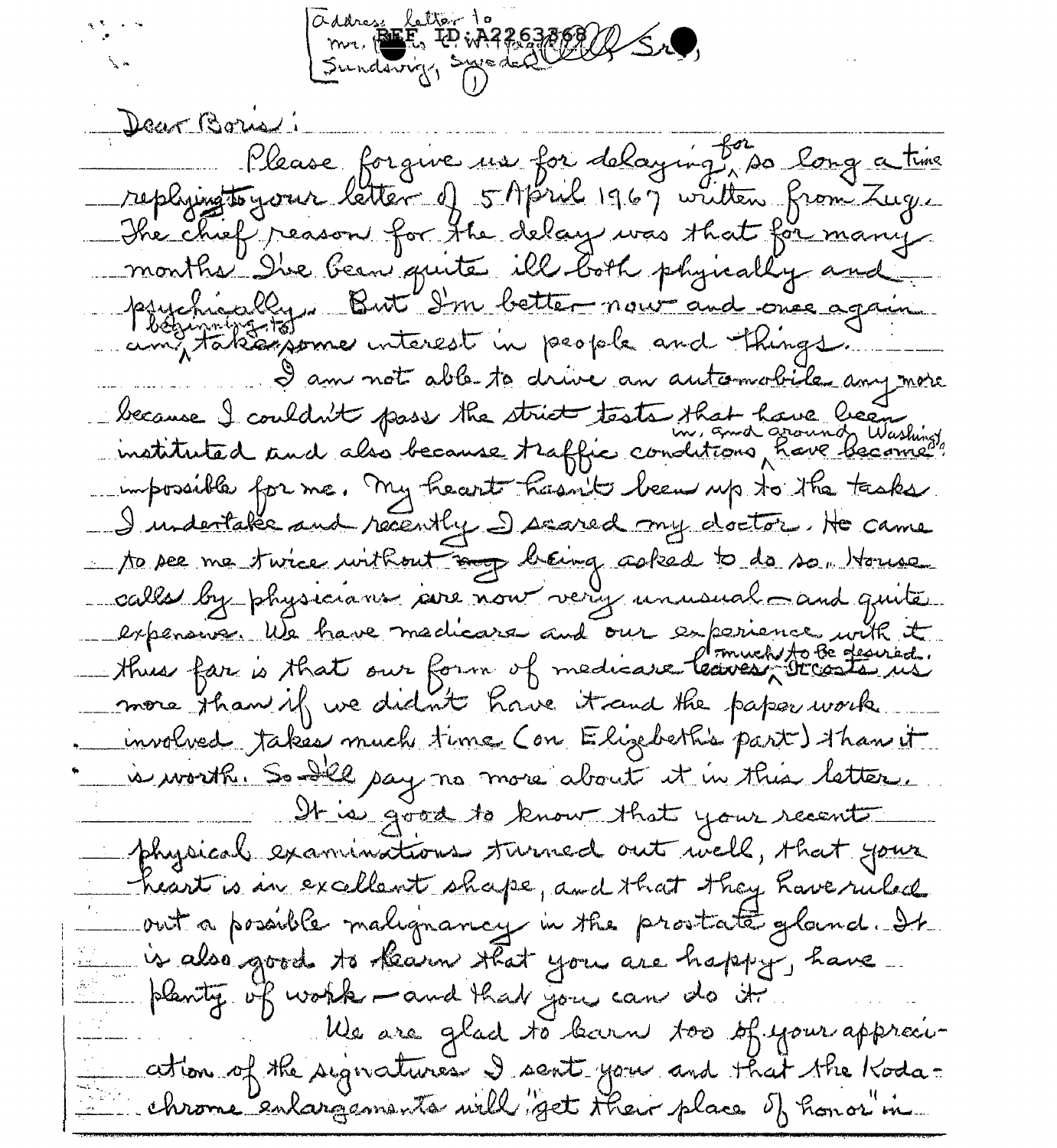Address letter to
Mr. ● C. W. Hagelin, Sr.,
Sundsvig, Sweden
①

Dear Boris:

Please forgive us for delaying for so long a time replying to your letter of 5 April 1967 written from Zug. The chief reason for the delay was that for many months I've been quite ill both physically and psychically. But I'm better now and once again am beginning to take some interest in people and things.

I am not able to drive an automobile any more because I couldn't pass the strict tests that have been instituted and also because traffic conditions in and around Washington have become impossible for me. My heart hasn't been up to the tasks I undertake and recently I scared my doctor. He came to see me twice without being asked to do so. House calls by physicians are now very unusual — and quite expensive. We have medicare and our experience with it thus far is that our form of medicare leaves much to be desired. It costs us more than if we didn't have it and the paper work involved takes much time (on Elizabeth's part) than it is worth. So I'll say no more about it in this letter.

It is good to know that your recent physical examinations turned out well, that your heart is in excellent shape, and that they have ruled out a possible malignancy in the prostate gland. It is also good to learn that you are happy, have plenty of work — and that you can do it.

We are glad to learn too of your appreciation of the signatures I sent you and that the Kodachrome enlargements will "get their place of honor" in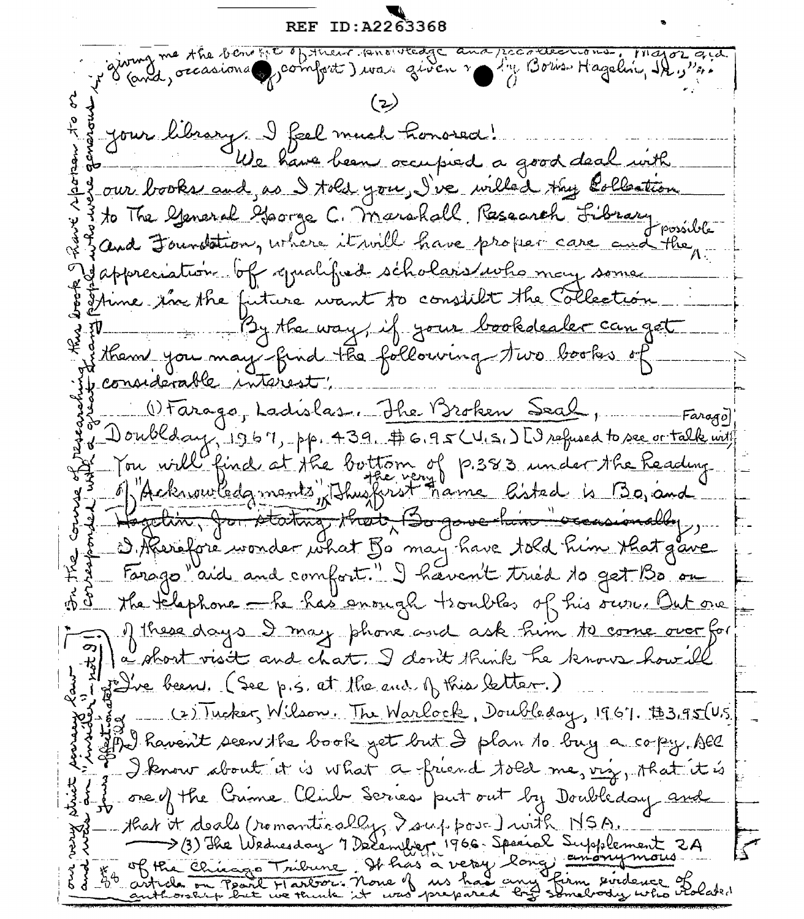REF ID:A2263368

"in giving me the benefit of their knowledge and recollections. Major aid (and, occasionally, comfort) was given me by Boris Hagelin, Jr.,"...

(2)

your library. I feel much honored!

We have been occupied a good deal with our books and, as I told you, I've willed my Collection to The General George C. Marshall Research Library and Foundation, where it will have proper care and the possible appreciation of qualified scholars who may some time in the future want to consult the Collection.

By the way, if your bookdealer can get them you may find the following two books of considerable interest:

(1) Farago, Ladislas. The Broken Seal, Doubleday, 1967, pp. 439. $6.95 (U.S.) [I refused to see or talk with Farago] You will find at the bottom of p. 383 under the heading of "Acknowledgments," the very first name listed is Bo, and ~~Hagelin, Jr. stating that Bo gave him "occasionally,~~ I therefore wonder what Bo may have told him that gave Farago "aid and comfort." I haven't tried to get Bo on the telephone — he has enough troubles of his own. But one of these days I may phone and ask him to come over for a short visit and chat. I don't think he knows how ill I've been. (See p.s. at the end of this letter.)

(2) Tucker, Wilson. The Warlock, Doubleday, 1967. $3.95 (U.S.) I haven't seen the book yet but I plan to buy a copy. All I know about it is what a friend told me, viz, that it is one of the Crime Club Series put out by Doubleday and that it deals (romantically, I suppose) with NSA.

→ (3) The Wednesday 7 December 1966 Special Supplement 2A of the Chicago Tribune. It has a very long, anonymous article on Pearl Harbor. None of us has any firm evidence of authorship but we think it was prepared by somebody who violated

[Left margin:] In the course of researching this book I have spoken to or corresponded with a great many people who were generous ... our very strict privacy law and was an "insider" — not 9! Yours affectionately, WFF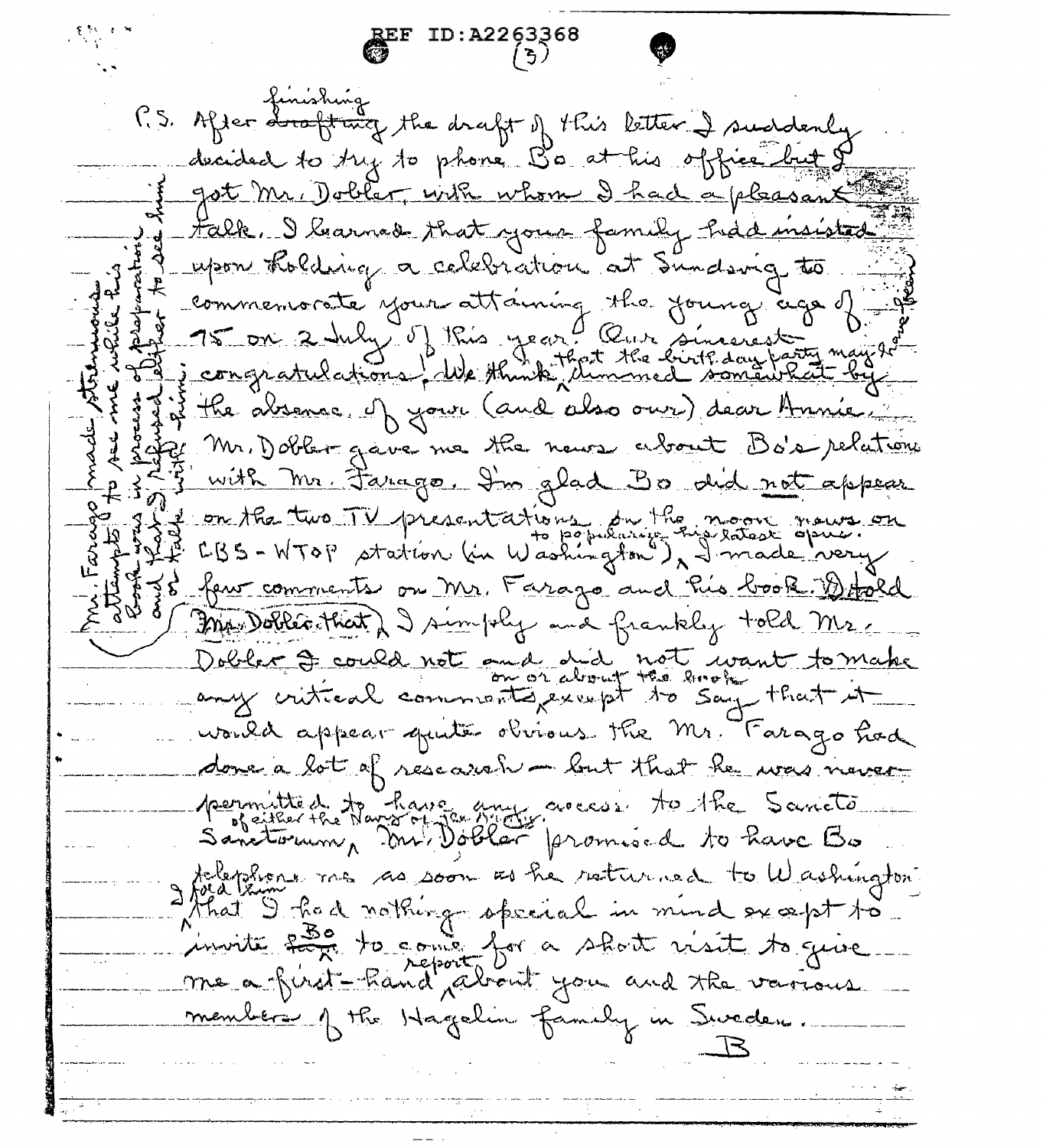P.S. After ~~drafting~~ finishing the draft of this letter I suddenly decided to try to phone Bo at his office but I got Mr. Dobler, with whom I had a pleasant talk. I learned that your family had insisted upon holding a celebration at Sundsvig to commemorate your attaining the young age of 75 on 2 July of this year. Our sincerest congratulations! We think that the birthday party may have been dimmed somewhat by the absence of your (and also our) dear Annie. Mr. Dobler gave me the news about Bo's relations with Mr. Farago. I'm glad Bo did not appear on the two TV presentations on the noon news on CBS-WTOP station (in Washington) to popularize his latest opus. I made very few comments on Mr. Farago and his book. ~~I told Mr. Dobler that~~ I simply and frankly told Mr. Dobler I could not and did not want to make any critical comments on or about the book except to say that it would appear quite obvious the Mr. Farago had done a lot of research — but that he was never permitted to have any access to the Sancto Sanctorum of either the Navy or the Army. Mr. Dobler promised to have Bo telephone me as soon as he returned to Washington. I told him that I had nothing special in mind except to invite ~~him~~ Bo to come for a short visit to give me a first-hand report about you and the various members of the Hagelin family in Sweden.

B

(Mr. Farago made strenuous attempts to see me while his book was in process of preparation and that I refused either to see him or talk with him.)